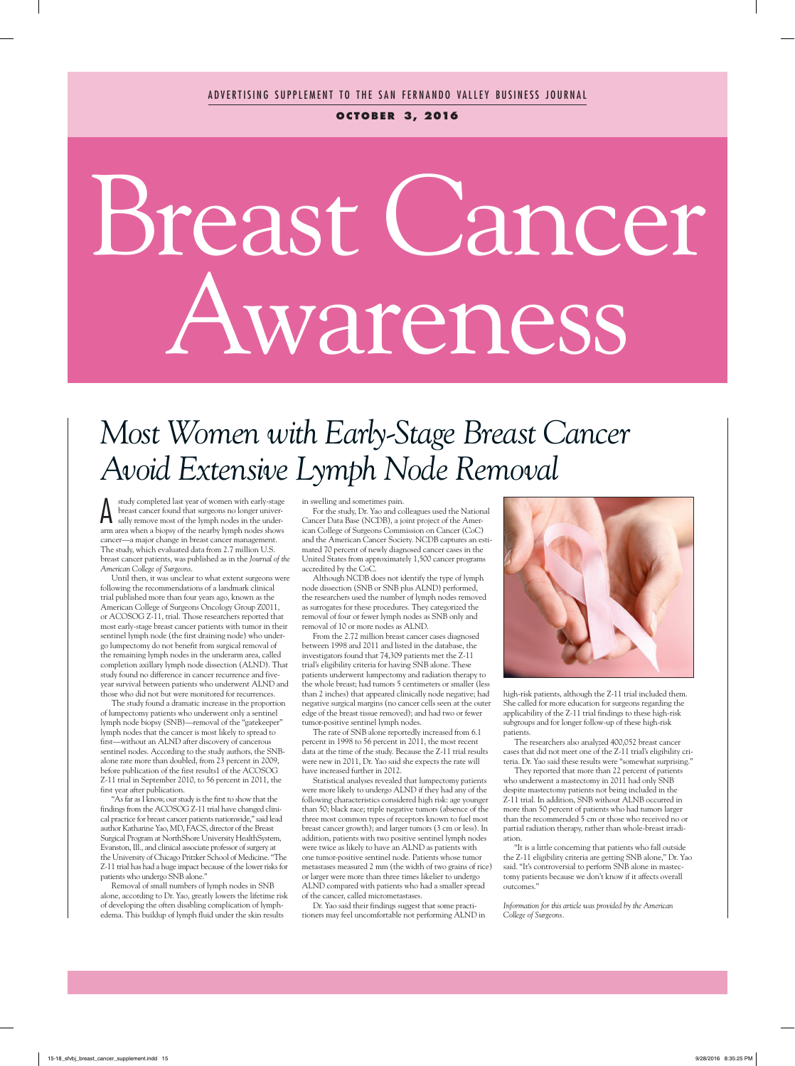ADVERTISING SUPPLEMENT TO THE SAN FERNANDO VALLEY BUSINESS JOURNAL

**OCTOBER 3, 2016**

# Breast Cancer Awareness

## *Most Women with Early-Stage Breast Cancer Avoid Extensive Lymph Node Removal*

A study completed last year of women with early-stage breast cancer found that surgeons no longer universally remove most of the lymph nodes in the underarm area when a biopsy of the nearby lymph nodes shows cancer—a major change in breast cancer management. The study, which evaluated data from 2.7 million U.S. breast cancer patients, was published as in the *Journal of the American College of Surgeons*.

Until then, it was unclear to what extent surgeons were following the recommendations of a landmark clinical trial published more than four years ago, known as the American College of Surgeons Oncology Group Z0011, or ACOSOG Z-11, trial. Those researchers reported that most early-stage breast cancer patients with tumor in their sentinel lymph node (the first draining node) who undergo lumpectomy do not benefit from surgical removal of the remaining lymph nodes in the underarm area, called completion axillary lymph node dissection (ALND). That study found no difference in cancer recurrence and five-year survival between patients who underwent ALND and those who did not but were monitored for recurrences.

The study found a dramatic increase in the proportion of lumpectomy patients who underwent only a sentinel lymph node biopsy (SNB)—removal of the "gatekeeper" lymph nodes that the cancer is most likely to spread to first—without an ALND after discovery of cancerous sentinel nodes. According to the study authors, the SNB-alone rate more than doubled, from 23 percent in 2009, before publication of the first results1 of the ACOSOG Z-11 trial in September 2010, to 56 percent in 2011, the first year after publication.

"As far as I know, our study is the first to show that the findings from the ACOSOG Z-11 trial have changed clinical practice for breast cancer patients nationwide," said lead author Katharine Yao, MD, FACS, director of the Breast Surgical Program at NorthShore University HealthSystem, Evanston, Ill., and clinical associate professor of surgery at the University of Chicago Pritzker School of Medicine. "The Z-11 trial has had a huge impact because of the lower risks for patients who undergo SNB alone."

Removal of small numbers of lymph nodes in SNB alone, according to Dr. Yao, greatly lowers the lifetime risk of developing the often disabling complication of lymphedema. This buildup of lymph fluid under the skin results in swelling and sometimes pain.

For the study, Dr. Yao and colleagues used the National Cancer Data Base (NCDB), a joint project of the American College of Surgeons Commission on Cancer (CoC) and the American Cancer Society. NCDB captures an estimated 70 percent of newly diagnosed cancer cases in the United States from approximately 1,500 cancer programs accredited by the CoC.

Although NCDB does not identify the type of lymph node dissection (SNB or SNB plus ALND) performed, the researchers used the number of lymph nodes removed as surrogates for these procedures. They categorized the removal of four or fewer lymph nodes as SNB only and removal of 10 or more nodes as ALND.

From the 2.72 million breast cancer cases diagnosed between 1998 and 2011 and listed in the database, the investigators found that 74,309 patients met the Z-11 trial's eligibility criteria for having SNB alone. These patients underwent lumpectomy and radiation therapy to the whole breast; had tumors 5 centimeters or smaller (less than 2 inches) that appeared clinically node negative; had negative surgical margins (no cancer cells seen at the outer edge of the breast tissue removed); and had two or fewer tumor-positive sentinel lymph nodes.

The rate of SNB alone reportedly increased from 6.1 percent in 1998 to 56 percent in 2011, the most recent data at the time of the study. Because the Z-11 trial results were new in 2011, Dr. Yao said she expects the rate will have increased further in 2012.

Statistical analyses revealed that lumpectomy patients were more likely to undergo ALND if they had any of the following characteristics considered high risk: age younger than 50; black race; triple negative tumors (absence of the three most common types of receptors known to fuel most breast cancer growth); and larger tumors (3 cm or less). In addition, patients with two positive sentinel lymph nodes were twice as likely to have an ALND as patients with one tumor-positive sentinel node. Patients whose tumor metastases measured 2 mm (the width of two grains of rice) or larger were more than three times likelier to undergo ALND compared with patients who had a smaller spread of the cancer, called micrometastases.

Dr. Yao said their findings suggest that some practitioners may feel uncomfortable not performing ALND in high-risk patients, although the Z-11 trial included them. She called for more education for surgeons regarding the applicability of the Z-11 trial findings to these high-risk subgroups and for longer follow-up of these high-risk patients.

The researchers also analyzed 400,052 breast cancer cases that did not meet one of the Z-11 trial's eligibility criteria. Dr. Yao said these results were "somewhat surprising."

They reported that more than 22 percent of patients who underwent a mastectomy in 2011 had only SNB despite mastectomy patients not being included in the Z-11 trial. In addition, SNB without ALNB occurred in more than 50 percent of patients who had tumors larger than the recommended 5 cm or those who received no or partial radiation therapy, rather than whole-breast irradiation.

"It is a little concerning that patients who fall outside the Z-11 eligibility criteria are getting SNB alone," Dr. Yao said. "It's controversial to perform SNB alone in mastectomy patients because we don't know if it affects overall outcomes."

*Information for this article was provided by the American College of Surgeons.*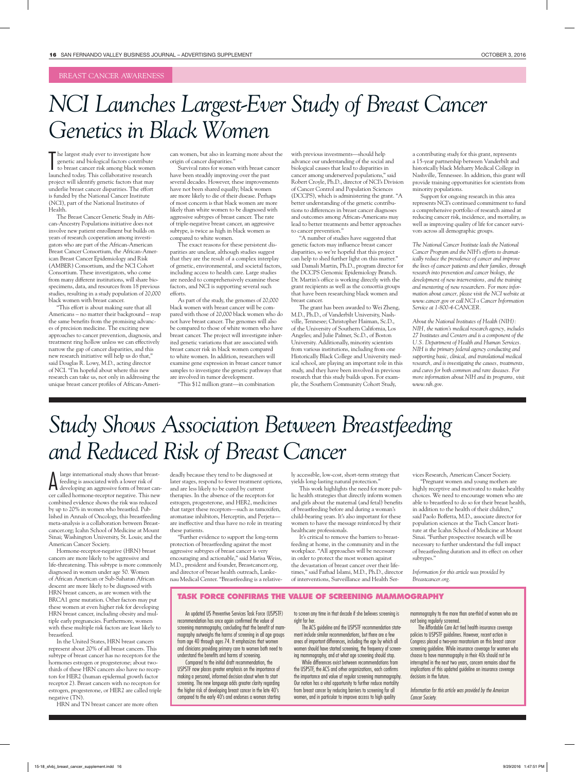BREAST CANCER AWARENESS

# NCI Launches Largest-Ever Study of Breast Cancer Genetics in Black Women

The largest study ever to investigate how genetic and biological factors contribute to breast cancer risk among black women launched today. This collaborative research project will identify genetic factors that may underlie breast cancer disparities. The effort is funded by the National Cancer Institute (NCI), part of the National Institutes of Health.

The Breast Cancer Genetic Study in African-Ancestry Populations initiative does not involve new patient enrollment but builds on years of research cooperation among investigators who are part of the African-American Breast Cancer Consortium, the African-American Breast Cancer Epidemiology and Risk (AMBER) Consortium, and the NCI Cohort Consortium. These investigators, who come from many different institutions, will share biospecimens, data, and resources from 18 previous studies, resulting in a study population of 20,000 black women with breast cancer.

"This effort is about making sure that all Americans – no matter their background – reap the same benefits from the promising advances of precision medicine. The exciting new approaches to cancer prevention, diagnosis, and treatment ring hollow unless we can effectively narrow the gap of cancer disparities, and this new research initiative will help us do that," said Douglas R. Lowy, M.D., acting director of NCI. "I'm hopeful about where this new research can take us, not only in addressing the unique breast cancer profiles of African-American women, but also in learning more about the origin of cancer disparities."

Survival rates for women with breast cancer have been steadily improving over the past several decades. However, these improvements have not been shared equally; black women are more likely to die of their disease. Perhaps of most concern is that black women are more likely than white women to be diagnosed with aggressive subtypes of breast cancer. The rate of triple-negative breast cancer, an aggressive subtype, is twice as high in black women as compared to white women.

The exact reasons for these persistent disparities are unclear, although studies suggest that they are the result of a complex interplay of genetic, environmental, and societal factors, including access to health care. Large studies are needed to comprehensively examine these factors, and NCI is supporting several such efforts.

As part of the study, the genomes of 20,000 black women with breast cancer will be compared with those of 20,000 black women who do not have breast cancer. The genomes will also be compared to those of white women who have breast cancer. The project will investigate inherited genetic variations that are associated with breast cancer risk in black women compared to white women. In addition, researchers will examine gene expression in breast cancer tumor samples to investigate the genetic pathways that are involved in tumor development.

"This $12 million grant—in combination with previous investments—should help advance our understanding of the social and biological causes that lead to disparities in cancer among underserved populations," said Robert Croyle, Ph.D., director of NCI's Division of Cancer Control and Population Sciences (DCCPS), which is administering the grant. "A better understanding of the genetic contributions to differences in breast cancer diagnoses and outcomes among African-Americans may lead to better treatments and better approaches to cancer prevention."

"A number of studies have suggested that genetic factors may influence breast cancer disparities, so we're hopeful that this project can help to shed further light on this matter," said Damali Martin, Ph.D., program director for the DCCPS Genomic Epidemiology Branch. Dr. Martin's office is working directly with the grant recipients as well as the consortia groups that have been researching black women and breast cancer.

The grant has been awarded to Wei Zheng, M.D., Ph.D., of Vanderbilt University, Nashville, Tennessee; Christopher Haiman, Sc.D., of the University of Southern California, Los Angeles; and Julie Palmer, Sc.D., of Boston University. Additionally, minority scientists from various institutions, including from one Historically Black College and University medical school, are playing an important role in this study, and they have been involved in previous research that this study builds upon. For example, the Southern Community Cohort Study, a contributing study for this grant, represents a 15-year partnership between Vanderbilt and historically black Meharry Medical College in Nashville, Tennessee. In addition, this grant will provide training opportunities for scientists from minority populations.

Support for ongoing research in this area represents NCI's continued commitment to fund a comprehensive portfolio of research aimed at reducing cancer risk, incidence, and mortality, as well as improving quality of life for cancer survivors across all demographic groups.

*The National Cancer Institute leads the National Cancer Program and the NIH's efforts to dramatically reduce the prevalence of cancer and improve the lives of cancer patients and their families, through research into prevention and cancer biology, the development of new interventions, and the training and mentoring of new researchers. For more information about cancer, please visit the NCI website at www.cancer.gov or call NCI's Cancer Information Service at 1-800-4-CANCER.*

*About the National Institutes of Health (NIH): NIH, the nation's medical research agency, includes 27 Institutes and Centers and is a component of the U.S. Department of Health and Human Services. NIH is the primary federal agency conducting and supporting basic, clinical, and translational medical research, and is investigating the causes, treatments, and cures for both common and rare diseases. For more information about NIH and its programs, visit www.nih.gov.*

# Study Shows Association Between Breastfeeding and Reduced Risk of Breast Cancer

A large international study shows that breastfeeding is associated with a lower risk of developing an aggressive form of breast cancer called hormone-receptor negative. This new combined evidence shows the risk was reduced by up to 20% in women who breastfed. Published in Annals of Oncology, this breastfeeding meta-analysis is a collaboration between Breastcancer.org; Icahn School of Medicine at Mount Sinai; Washington University, St. Louis; and the American Cancer Society.

Hormone-receptor-negative (HRN) breast cancers are more likely to be aggressive and life-threatening. This subtype is more commonly diagnosed in women under age 50. Women of African American or Sub-Saharan African descent are more likely to be diagnosed with HRN breast cancers, as are women with the BRCA1 gene mutation. Other factors may put these women at even higher risk for developing HRN breast cancer, including obesity and multiple early pregnancies. Furthermore, women with these multiple risk factors are least likely to breastfeed.

In the United States, HRN breast cancers represent about 20% of all breast cancers. This subtype of breast cancer has no receptors for the hormones estrogen or progesterone; about two-thirds of these HRN cancers also have no receptors for HER2 (human epidermal growth factor receptor 2). Breast cancers with no receptors for estrogen, progesterone, or HER2 are called triple negative (TN).

HRN and TN breast cancer are more often deadly because they tend to be diagnosed at later stages, respond to fewer treatment options, and are less likely to be cured by current therapies. In the absence of the receptors for estrogen, progesterone, and HER2, medicines that target these receptors—such as tamoxifen, aromatase inhibitors, Herceptin, and Perjeta—are ineffective and thus have no role in treating these patients.

"Further evidence to support the long-term protection of breastfeeding against the most aggressive subtypes of breast cancer is very encouraging and actionable," said Marisa Weiss, M.D., president and founder, Breastcancer.org, and director of breast health outreach, Lankenau Medical Center. "Breastfeeding is a relatively accessible, low-cost, short-term strategy that yields long-lasting natural protection."

This work highlights the need for more public health strategies that directly inform women and girls about the maternal (and fetal) benefits of breastfeeding before and during a woman's child-bearing years. It's also important for these women to have the message reinforced by their healthcare professionals.

It's critical to remove the barriers to breastfeeding at home, in the community and in the workplace. "All approaches will be necessary in order to protect the most women against the devastation of breast cancer over their lifetimes," said Farhad Islami, M.D., Ph.D., director of interventions, Surveillance and Health Services Research, American Cancer Society.

"Pregnant women and young mothers are highly receptive and motivated to make healthy choices. We need to encourage women who are able to breastfeed to do so for their breast health, in addition to the health of their children," said Paolo Boffetta, M.D., associate director for population sciences at the Tisch Cancer Institute at the Icahn School of Medicine at Mount Sinai. "Further prospective research will be necessary to further understand the full impact of breastfeeding duration and its effect on other subtypes."

*Information for this article was provided by Breastcancer.org.*

## TASK FORCE CONFIRMS THE VALUE OF SCREENING MAMMOGRAPHY

An updated US Preventive Services Task Force (USPSTF) recommendation has once again confirmed the value of screening mammography, concluding that the benefit of mammography outweighs the harms of screening in all age groups from age 40 through ages 74. It emphasizes that women and clinicians providing primary care to women both need to understand the benefits and harms of screening.

Compared to the initial draft recommendation, the USPSTF now places greater emphasis on the importance of making a personal, informed decision about when to start screening. The new language adds greater clarity regarding the higher risk of developing breast cancer in the late 40's compared to the early 40's and endorses a woman starting to screen any time in that decade if she believes screening is right for her.

The ACS guideline and the USPSTF recommendation statement include similar recommendations, but there are a few areas of important differences, including the age by which all women should have started screening, the frequency of screening mammography, and at what age screening should stop.

While differences exist between recommendations from the USPSTF, the ACS and other organizations, each confirms the importance and value of regular screening mammography. Our nation has a vital opportunity to further reduce mortality from breast cancer by reducing barriers to screening for all women, and in particular to improve access to high quality mammography to the more than one-third of women who are not being regularly screened.

The Affordable Care Act tied health insurance coverage policies to USPSTF guidelines. However, recent action in Congress placed a two-year moratorium on this breast cancer screening guideline. While insurance coverage for women who choose to have mammography in their 40s should not be interrupted in the next two years, concern remains about the implications of this updated guideline on insurance coverage decisions in the future.

*Information for this article was provided by the American Cancer Society.*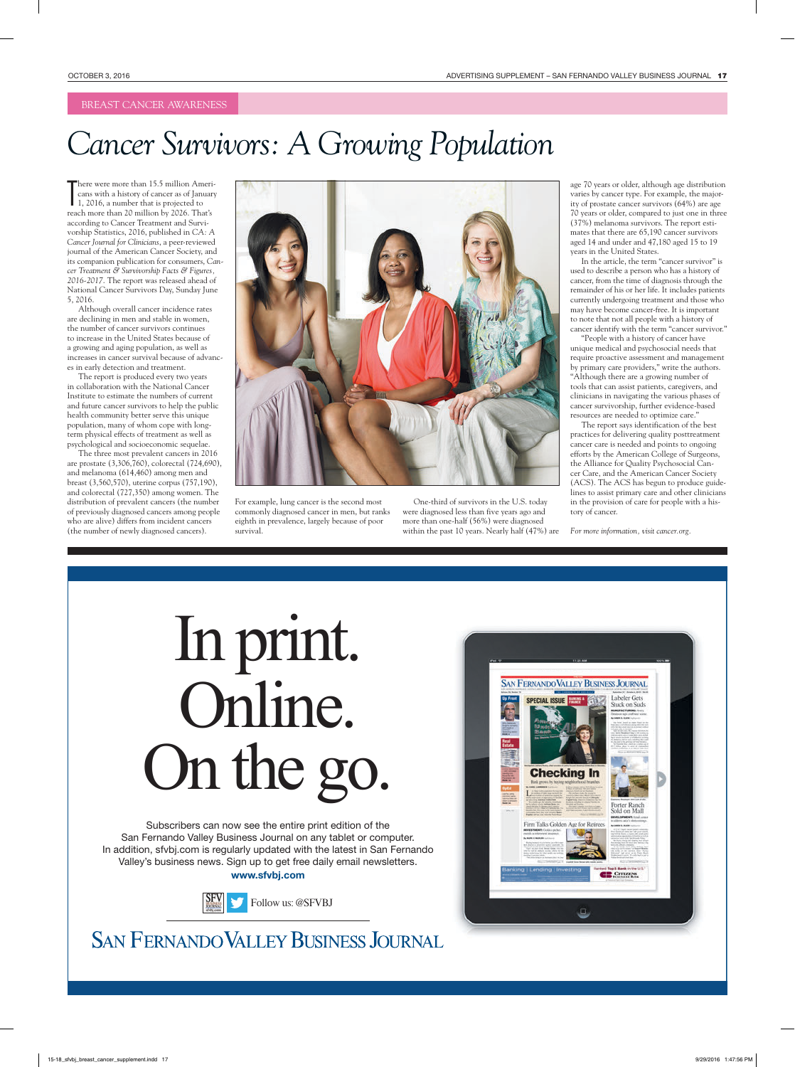BREAST CANCER AWARENESS

# Cancer Survivors: A Growing Population

There were more than 15.5 million Americans with a history of cancer as of January 1, 2016, a number that is projected to reach more than 20 million by 2026. That's according to Cancer Treatment and Survivorship Statistics, 2016, published in *CA: A Cancer Journal for Clinicians*, a peer-reviewed journal of the American Cancer Society, and its companion publication for consumers, *Cancer Treatment & Survivorship Facts & Figures, 2016-2017*. The report was released ahead of National Cancer Survivors Day, Sunday June 5, 2016.

Although overall cancer incidence rates are declining in men and stable in women, the number of cancer survivors continues to increase in the United States because of a growing and aging population, as well as increases in cancer survival because of advances in early detection and treatment.

The report is produced every two years in collaboration with the National Cancer Institute to estimate the numbers of current and future cancer survivors to help the public health community better serve this unique population, many of whom cope with long-term physical effects of treatment as well as psychological and socioeconomic sequelae.

The three most prevalent cancers in 2016 are prostate (3,306,760), colorectal (724,690), and melanoma (614,460) among men and breast (3,560,570), uterine corpus (757,190), and colorectal (727,350) among women. The distribution of prevalent cancers (the number of previously diagnosed cancers among people who are alive) differs from incident cancers (the number of newly diagnosed cancers). For example, lung cancer is the second most commonly diagnosed cancer in men, but ranks eighth in prevalence, largely because of poor survival.

One-third of survivors in the U.S. today were diagnosed less than five years ago and more than one-half (56%) were diagnosed within the past 10 years. Nearly half (47%) are age 70 years or older, although age distribution varies by cancer type. For example, the majority of prostate cancer survivors (64%) are age 70 years or older, compared to just one in three (37%) melanoma survivors. The report estimates that there are 65,190 cancer survivors aged 14 and under and 47,180 aged 15 to 19 years in the United States.

In the article, the term "cancer survivor" is used to describe a person who has a history of cancer, from the time of diagnosis through the remainder of his or her life. It includes patients currently undergoing treatment and those who may have become cancer-free. It is important to note that not all people with a history of cancer identify with the term "cancer survivor."

"People with a history of cancer have unique medical and psychosocial needs that require proactive assessment and management by primary care providers," write the authors. "Although there are a growing number of tools that can assist patients, caregivers, and clinicians in navigating the various phases of cancer survivorship, further evidence-based resources are needed to optimize care."

The report says identification of the best practices for delivering quality posttreatment cancer care is needed and points to ongoing efforts by the American College of Surgeons, the Alliance for Quality Psychosocial Cancer Care, and the American Cancer Society (ACS). The ACS has begun to produce guidelines to assist primary care and other clinicians in the provision of care for people with a history of cancer.

*For more information, visit cancer.org.*

---

# In print. Online. On the go.

Subscribers can now see the entire print edition of the San Fernando Valley Business Journal on any tablet or computer. In addition, sfvbj.com is regularly updated with the latest in San Fernando Valley's business news. Sign up to get free daily email newsletters.

**www.sfvbj.com**

Follow us: @SFVBJ

SAN FERNANDO VALLEY BUSINESS JOURNAL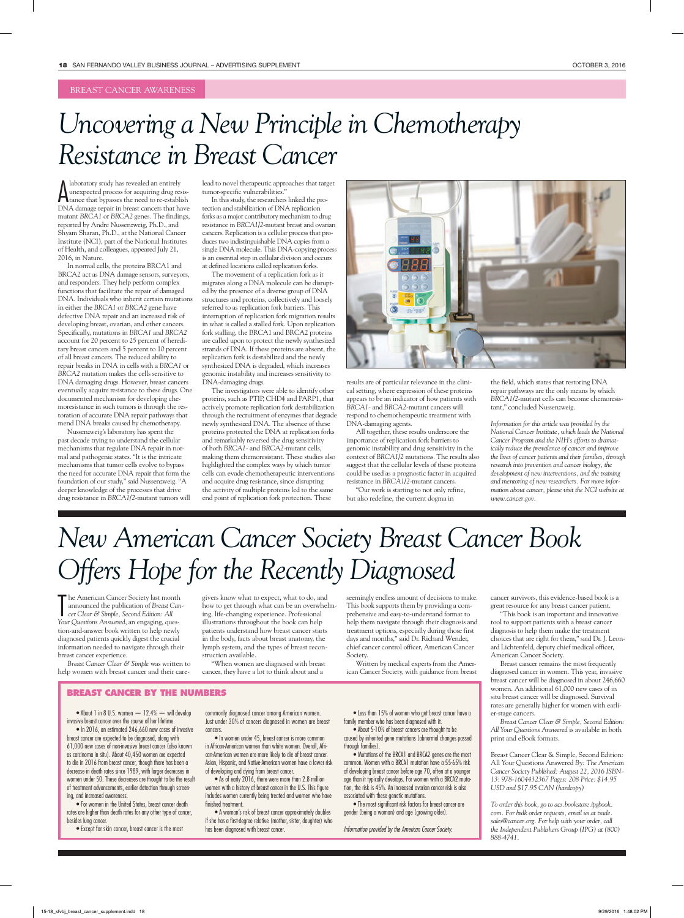BREAST CANCER AWARENESS

# Uncovering a New Principle in Chemotherapy Resistance in Breast Cancer

A laboratory study has revealed an entirely unexpected process for acquiring drug resistance that bypasses the need to re-establish DNA damage repair in breast cancers that have mutant *BRCA1* or *BRCA2* genes. The findings, reported by Andre Nussenzweig, Ph.D., and Shyam Sharan, Ph.D., at the National Cancer Institute (NCI), part of the National Institutes of Health, and colleagues, appeared July 21, 2016, in Nature.

In normal cells, the proteins BRCA1 and BRCA2 act as DNA damage sensors, surveyors, and responders. They help perform complex functions that facilitate the repair of damaged DNA. Individuals who inherit certain mutations in either the *BRCA1* or *BRCA2* gene have defective DNA repair and an increased risk of developing breast, ovarian, and other cancers. Specifically, mutations in *BRCA1* and *BRCA2* account for 20 percent to 25 percent of hereditary breast cancers and 5 percent to 10 percent of all breast cancers. The reduced ability to repair breaks in DNA in cells with a *BRCA1* or *BRCA2* mutation makes the cells sensitive to DNA damaging drugs. However, breast cancers eventually acquire resistance to these drugs. One documented mechanism for developing chemoresistance in such tumors is through the restoration of accurate DNA repair pathways that mend DNA breaks caused by chemotherapy.

Nussenzweig's laboratory has spent the past decade trying to understand the cellular mechanisms that regulate DNA repair in normal and pathogenic states. "It is the intricate mechanisms that tumor cells evolve to bypass the need for accurate DNA repair that form the foundation of our study," said Nussenzweig. "A deeper knowledge of the processes that drive drug resistance in *BRCA1/2*-mutant tumors will lead to novel therapeutic approaches that target tumor-specific vulnerabilities."

In this study, the researchers linked the protection and stabilization of DNA replication forks as a major contributory mechanism to drug resistance in *BRCA1/2*-mutant breast and ovarian cancers. Replication is a cellular process that produces two indistinguishable DNA copies from a single DNA molecule. This DNA-copying process is an essential step in cellular division and occurs at defined locations called replication forks.

The movement of a replication fork as it migrates along a DNA molecule can be disrupted by the presence of a diverse group of DNA structures and proteins, collectively and loosely referred to as replication fork barriers. This interruption of replication fork migration results in what is called a stalled fork. Upon replication fork stalling, the BRCA1 and BRCA2 proteins are called upon to protect the newly synthesized strands of DNA. If these proteins are absent, the replication fork is destabilized and the newly synthesized DNA is degraded, which increases genomic instability and increases sensitivity to DNA-damaging drugs.

The investigators were able to identify other proteins, such as PTIP, CHD4 and PARP1, that actively promote replication fork destabilization through the recruitment of enzymes that degrade newly synthesized DNA. The absence of these proteins protected the DNA at replication forks and remarkably reversed the drug sensitivity of both *BRCA1*- and *BRCA2*-mutant cells, making them chemoresistant. These studies also highlighted the complex ways by which tumor cells can evade chemotherapeutic interventions and acquire drug resistance, since disrupting the activity of multiple proteins led to the same end point of replication fork protection. These results are of particular relevance in the clinical setting, where expression of these proteins appears to be an indicator of how patients with *BRCA1*- and *BRCA2*-mutant cancers will respond to chemotherapeutic treatment with DNA-damaging agents.

All together, these results underscore the importance of replication fork barriers to genomic instability and drug sensitivity in the context of *BRCA1/2* mutations. The results also suggest that the cellular levels of these proteins could be used as a prognostic factor in acquired resistance in *BRCA1/2*-mutant cancers.

"Our work is starting to not only refine, but also redefine, the current dogma in the field, which states that restoring DNA repair pathways are the only means by which *BRCA1/2*-mutant cells can become chemoresistant," concluded Nussenzweig.

*Information for this article was provided by the National Cancer Institute, which leads the National Cancer Program and the NIH's efforts to dramatically reduce the prevalence of cancer and improve the lives of cancer patients and their families, through research into prevention and cancer biology, the development of new interventions, and the training and mentoring of new researchers. For more information about cancer, please visit the NCI website at www.cancer.gov.*

# New American Cancer Society Breast Cancer Book Offers Hope for the Recently Diagnosed

The American Cancer Society last month announced the publication of *Breast Cancer Clear & Simple, Second Edition: All Your Questions Answered*, an engaging, question-and-answer book written to help newly diagnosed patients quickly digest the crucial information needed to navigate through their breast cancer experience.

*Breast Cancer Clear & Simple* was written to help women with breast cancer and their caregivers know what to expect, what to do, and how to get through what can be an overwhelming, life-changing experience. Professional illustrations throughout the book can help patients understand how breast cancer starts in the body, facts about breast anatomy, the lymph system, and the types of breast reconstruction available.

"When women are diagnosed with breast cancer, they have a lot to think about and a seemingly endless amount of decisions to make. This book supports them by providing a comprehensive and easy-to-understand format to help them navigate through their diagnosis and treatment options, especially during those first days and months," said Dr. Richard Wender, chief cancer control officer, American Cancer Society.

Written by medical experts from the American Cancer Society, with guidance from breast cancer survivors, this evidence-based book is a great resource for any breast cancer patient.

"This book is an important and innovative tool to support patients with a breast cancer diagnosis to help them make the treatment choices that are right for them," said Dr. J. Leonard Lichtenfeld, deputy chief medical officer, American Cancer Society.

Breast cancer remains the most frequently diagnosed cancer in women. This year, invasive breast cancer will be diagnosed in about 246,660 women. An additional 61,000 new cases of in situ breast cancer will be diagnosed. Survival rates are generally higher for women with earlier-stage cancers.

*Breast Cancer Clear & Simple, Second Edition: All Your Questions Answered* is available in both print and eBook formats.

Breast Cancer Clear & Simple, Second Edition: All Your Questions Answered By: *The American Cancer Society Published: August 22, 2016 ISBN-13: 978-1604432367 Pages: 208 Price: $14.95 USD and $17.95 CAN (hardcopy)*

*To order this book, go to acs.bookstore.ipgbook.com. For bulk order requests, email us at trade.sales@cancer.org. For help with your order, call the Independent Publishers Group (IPG) at (800) 888-4741.*

## BREAST CANCER BY THE NUMBERS

- About 1 in 8 U.S. women — 12.4% — will develop invasive breast cancer over the course of her lifetime.
- In 2016, an estimated 246,660 new cases of invasive breast cancer are expected to be diagnosed, along with 61,000 new cases of non-invasive breast cancer (also known as carcinoma in situ). About 40,450 women are expected to die in 2016 from breast cancer, though there has been a decrease in death rates since 1989, with larger decreases in women under 50. These decreases are thought to be the result of treatment advancements, earlier detection through screening, and increased awareness.
- For women in the United States, breast cancer death rates are higher than death rates for any other type of cancer, besides lung cancer.
- Except for skin cancer, breast cancer is the most commonly diagnosed cancer among American women. Just under 30% of cancers diagnosed in women are breast cancers.
- In women under 45, breast cancer is more common in African-American women than white women. Overall, African-American women are more likely to die of breast cancer. Asian, Hispanic, and Native-American women have a lower risk of developing and dying from breast cancer.
- As of early 2016, there were more than 2.8 million women with a history of breast cancer in the U.S. This figure includes women currently being treated and women who have finished treatment.
- A woman's risk of breast cancer approximately doubles if she has a first-degree relative (mother, sister, daughter) who has been diagnosed with breast cancer.
- Less than 15% of women who get breast cancer have a family member who has been diagnosed with it.
- About 5-10% of breast cancers are thought to be caused by inherited gene mutations (abnormal changes passed through families).
- Mutations of the BRCA1 and BRCA2 genes are the most common. Women with a BRCA1 mutation have a 55-65% risk of developing breast cancer before age 70, often at a younger age than it typically develops. For women with a BRCA2 mutation, the risk is 45%. An increased ovarian cancer risk is also associated with these genetic mutations.
- The most significant risk factors for breast cancer are gender (being a woman) and age (growing older).

*Information provided by the American Cancer Society.*